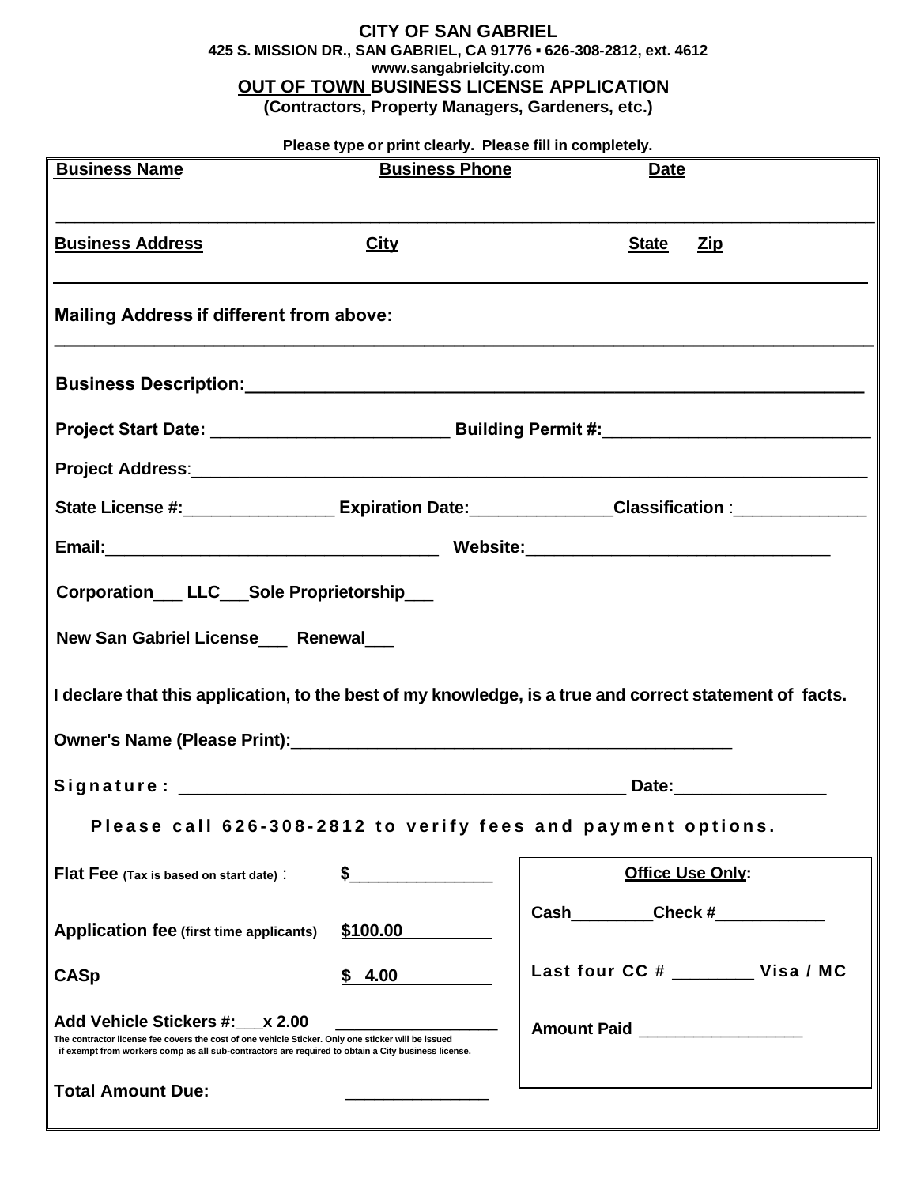# CITY OF SAN GABRIEL

**425 S. MISSION DR., SAN GABRIEL, CA 91776 ▪ 626-308-2812, ext. 4612**
**www.sangabrielcity.com**

## OUT OF TOWN BUSINESS LICENSE APPLICATION

**(Contractors, Property Managers, Gardeners, etc.)**

**Please type or print clearly. Please fill in completely.**

| **Business Name** | **Business Phone** | **Date** |
|---|---|---|
| | | |

| **Business Address** | **City** | **State** **Zip** |
|---|---|---|
| | | |

**Mailing Address if different from above:**

______________________________________________________________________

**Business Description:**______________________________________________

**Project Start Date:** ________________________ **Building Permit #:**___________________________

**Project Address**:_______________________________________________________________

**State License #:**_______________ **Expiration Date:**______________ **Classification** :______________

**Email:**_________________________________ **Website:**______________________________

**Corporation___ LLC___Sole Proprietorship___**

**New San Gabriel License___ Renewal___**

**I declare that this application, to the best of my knowledge, is a true and correct statement of facts.**

**Owner's Name (Please Print):**_____________________________________________

**Signature:** ____________________________________________ **Date:**_______________

**Please call 626-308-2812 to verify fees and payment options.**

| | | **Office Use Only:** |
|---|---|---|
| **Flat Fee** (Tax is based on start date) : | $_______________ | Cash________Check #___________ |
| **Application fee** (first time applicants) | $100.00 | Last four CC # ________ Visa / MC |
| **CASp** | $ 4.00 | Amount Paid _________________ |
| **Add Vehicle Stickers #:___x 2.00**<br>The contractor license fee covers the cost of one vehicle Sticker. Only one sticker will be issued if exempt from workers comp as all sub-contractors are required to obtain a City business license. | _________________ | |
| **Total Amount Due:** | _______________ | |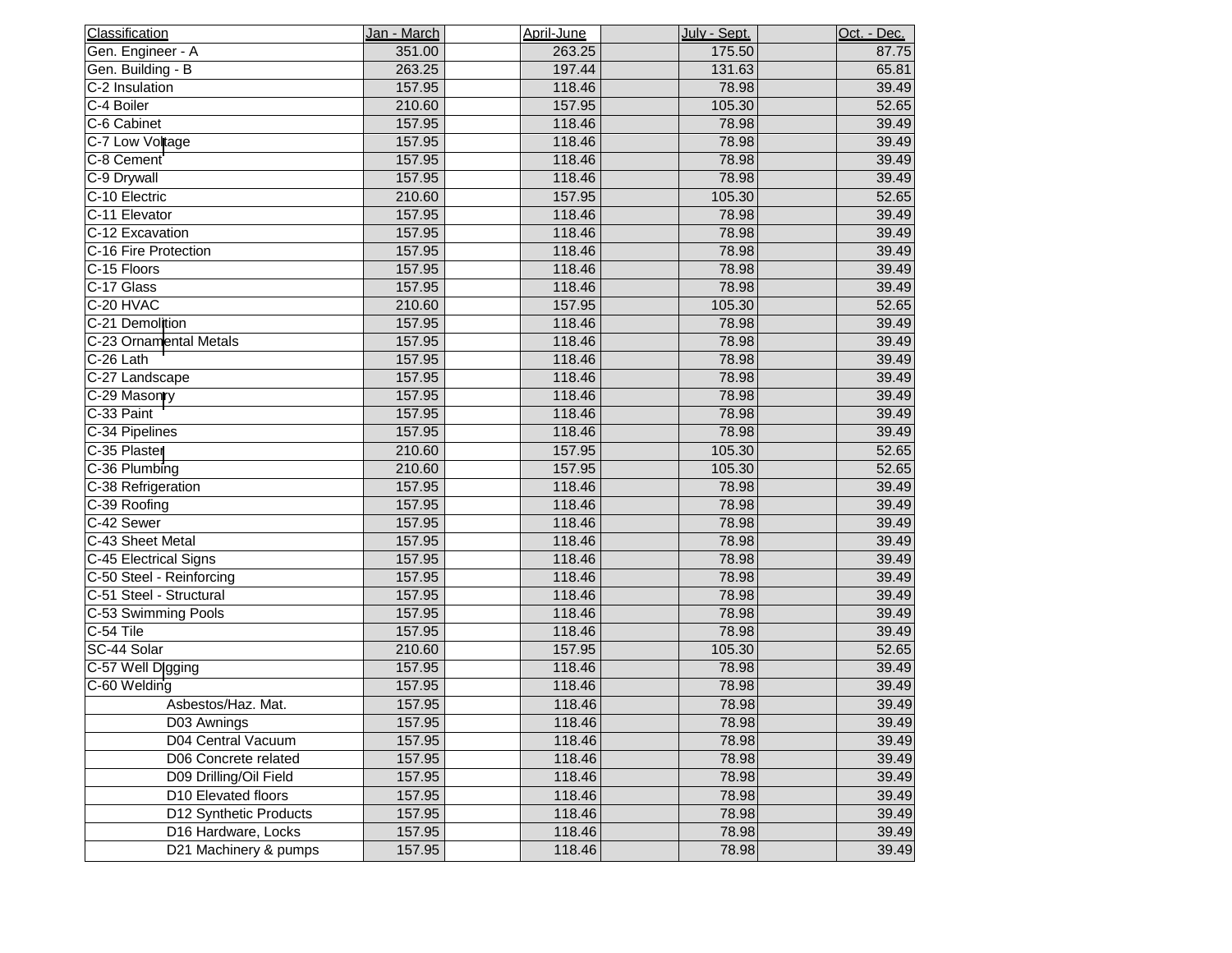| Classification | Jan - March | April-June | July - Sept. | Oct. - Dec. |
| --- | --- | --- | --- | --- |
| Gen. Engineer - A | 351.00 | 263.25 | 175.50 | 87.75 |
| Gen. Building - B | 263.25 | 197.44 | 131.63 | 65.81 |
| C-2 Insulation | 157.95 | 118.46 | 78.98 | 39.49 |
| C-4 Boiler | 210.60 | 157.95 | 105.30 | 52.65 |
| C-6 Cabinet | 157.95 | 118.46 | 78.98 | 39.49 |
| C-7 Low Voltage | 157.95 | 118.46 | 78.98 | 39.49 |
| C-8 Cement | 157.95 | 118.46 | 78.98 | 39.49 |
| C-9 Drywall | 157.95 | 118.46 | 78.98 | 39.49 |
| C-10 Electric | 210.60 | 157.95 | 105.30 | 52.65 |
| C-11 Elevator | 157.95 | 118.46 | 78.98 | 39.49 |
| C-12 Excavation | 157.95 | 118.46 | 78.98 | 39.49 |
| C-16 Fire Protection | 157.95 | 118.46 | 78.98 | 39.49 |
| C-15 Floors | 157.95 | 118.46 | 78.98 | 39.49 |
| C-17 Glass | 157.95 | 118.46 | 78.98 | 39.49 |
| C-20 HVAC | 210.60 | 157.95 | 105.30 | 52.65 |
| C-21 Demolition | 157.95 | 118.46 | 78.98 | 39.49 |
| C-23 Ornamental Metals | 157.95 | 118.46 | 78.98 | 39.49 |
| C-26 Lath | 157.95 | 118.46 | 78.98 | 39.49 |
| C-27 Landscape | 157.95 | 118.46 | 78.98 | 39.49 |
| C-29 Masonry | 157.95 | 118.46 | 78.98 | 39.49 |
| C-33 Paint | 157.95 | 118.46 | 78.98 | 39.49 |
| C-34 Pipelines | 157.95 | 118.46 | 78.98 | 39.49 |
| C-35 Plaster | 210.60 | 157.95 | 105.30 | 52.65 |
| C-36 Plumbing | 210.60 | 157.95 | 105.30 | 52.65 |
| C-38 Refrigeration | 157.95 | 118.46 | 78.98 | 39.49 |
| C-39 Roofing | 157.95 | 118.46 | 78.98 | 39.49 |
| C-42 Sewer | 157.95 | 118.46 | 78.98 | 39.49 |
| C-43 Sheet Metal | 157.95 | 118.46 | 78.98 | 39.49 |
| C-45 Electrical Signs | 157.95 | 118.46 | 78.98 | 39.49 |
| C-50 Steel - Reinforcing | 157.95 | 118.46 | 78.98 | 39.49 |
| C-51 Steel - Structural | 157.95 | 118.46 | 78.98 | 39.49 |
| C-53 Swimming Pools | 157.95 | 118.46 | 78.98 | 39.49 |
| C-54 Tile | 157.95 | 118.46 | 78.98 | 39.49 |
| SC-44 Solar | 210.60 | 157.95 | 105.30 | 52.65 |
| C-57 Well Digging | 157.95 | 118.46 | 78.98 | 39.49 |
| C-60 Welding | 157.95 | 118.46 | 78.98 | 39.49 |
| Asbestos/Haz. Mat. | 157.95 | 118.46 | 78.98 | 39.49 |
| D03 Awnings | 157.95 | 118.46 | 78.98 | 39.49 |
| D04 Central Vacuum | 157.95 | 118.46 | 78.98 | 39.49 |
| D06 Concrete related | 157.95 | 118.46 | 78.98 | 39.49 |
| D09 Drilling/Oil Field | 157.95 | 118.46 | 78.98 | 39.49 |
| D10 Elevated floors | 157.95 | 118.46 | 78.98 | 39.49 |
| D12 Synthetic Products | 157.95 | 118.46 | 78.98 | 39.49 |
| D16 Hardware, Locks | 157.95 | 118.46 | 78.98 | 39.49 |
| D21 Machinery & pumps | 157.95 | 118.46 | 78.98 | 39.49 |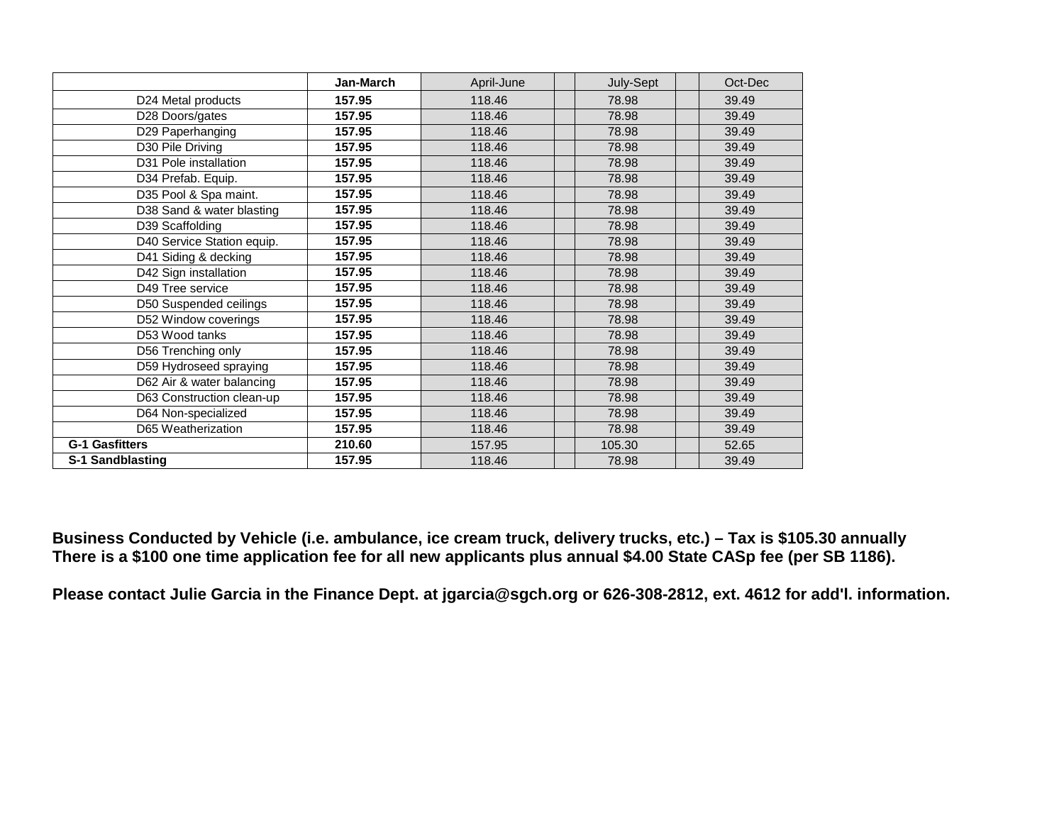| | Jan-March | April-June | | July-Sept | | Oct-Dec |
|---|---|---|---|---|---|---|
| D24 Metal products | **157.95** | 118.46 | | 78.98 | | 39.49 |
| D28 Doors/gates | **157.95** | 118.46 | | 78.98 | | 39.49 |
| D29 Paperhanging | **157.95** | 118.46 | | 78.98 | | 39.49 |
| D30 Pile Driving | **157.95** | 118.46 | | 78.98 | | 39.49 |
| D31 Pole installation | **157.95** | 118.46 | | 78.98 | | 39.49 |
| D34 Prefab. Equip. | **157.95** | 118.46 | | 78.98 | | 39.49 |
| D35 Pool & Spa maint. | **157.95** | 118.46 | | 78.98 | | 39.49 |
| D38 Sand & water blasting | **157.95** | 118.46 | | 78.98 | | 39.49 |
| D39 Scaffolding | **157.95** | 118.46 | | 78.98 | | 39.49 |
| D40 Service Station equip. | **157.95** | 118.46 | | 78.98 | | 39.49 |
| D41 Siding & decking | **157.95** | 118.46 | | 78.98 | | 39.49 |
| D42 Sign installation | **157.95** | 118.46 | | 78.98 | | 39.49 |
| D49 Tree service | **157.95** | 118.46 | | 78.98 | | 39.49 |
| D50 Suspended ceilings | **157.95** | 118.46 | | 78.98 | | 39.49 |
| D52 Window coverings | **157.95** | 118.46 | | 78.98 | | 39.49 |
| D53 Wood tanks | **157.95** | 118.46 | | 78.98 | | 39.49 |
| D56 Trenching only | **157.95** | 118.46 | | 78.98 | | 39.49 |
| D59 Hydroseed spraying | **157.95** | 118.46 | | 78.98 | | 39.49 |
| D62 Air & water balancing | **157.95** | 118.46 | | 78.98 | | 39.49 |
| D63 Construction clean-up | **157.95** | 118.46 | | 78.98 | | 39.49 |
| D64 Non-specialized | **157.95** | 118.46 | | 78.98 | | 39.49 |
| D65 Weatherization | **157.95** | 118.46 | | 78.98 | | 39.49 |
| **G-1 Gasfitters** | **210.60** | 157.95 | | 105.30 | | 52.65 |
| **S-1 Sandblasting** | **157.95** | 118.46 | | 78.98 | | 39.49 |

**Business Conducted by Vehicle (i.e. ambulance, ice cream truck, delivery trucks, etc.) – Tax is $105.30 annually**
**There is a $100 one time application fee for all new applicants plus annual $4.00 State CASp fee (per SB 1186).**

**Please contact Julie Garcia in the Finance Dept. at jgarcia@sgch.org or 626-308-2812, ext. 4612 for add'l. information.**